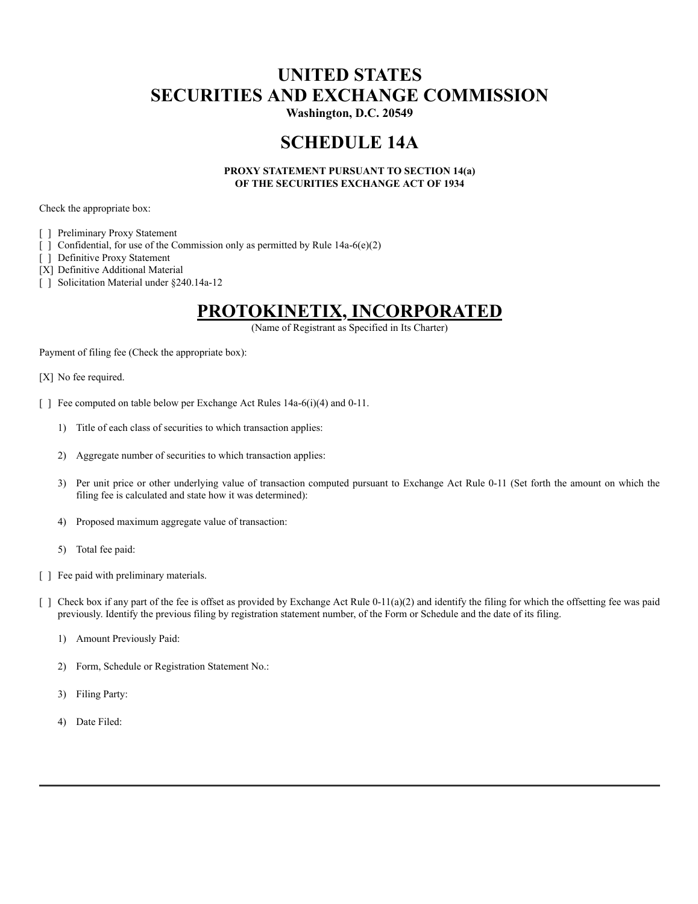# UNITED STATES
# SECURITIES AND EXCHANGE COMMISSION

**Washington, D.C. 20549**

## SCHEDULE 14A

**PROXY STATEMENT PURSUANT TO SECTION 14(a)**
**OF THE SECURITIES EXCHANGE ACT OF 1934**

Check the appropriate box:

[ ] Preliminary Proxy Statement
[ ] Confidential, for use of the Commission only as permitted by Rule 14a-6(e)(2)
[ ] Definitive Proxy Statement
[X] Definitive Additional Material
[ ] Solicitation Material under §240.14a-12

## PROTOKINETIX, INCORPORATED

(Name of Registrant as Specified in Its Charter)

Payment of filing fee (Check the appropriate box):

[X] No fee required.

[ ] Fee computed on table below per Exchange Act Rules 14a-6(i)(4) and 0-11.

1) Title of each class of securities to which transaction applies:

2) Aggregate number of securities to which transaction applies:

3) Per unit price or other underlying value of transaction computed pursuant to Exchange Act Rule 0-11 (Set forth the amount on which the filing fee is calculated and state how it was determined):

4) Proposed maximum aggregate value of transaction:

5) Total fee paid:

[ ] Fee paid with preliminary materials.

[ ] Check box if any part of the fee is offset as provided by Exchange Act Rule 0-11(a)(2) and identify the filing for which the offsetting fee was paid previously. Identify the previous filing by registration statement number, of the Form or Schedule and the date of its filing.

1) Amount Previously Paid:

2) Form, Schedule or Registration Statement No.:

3) Filing Party:

4) Date Filed: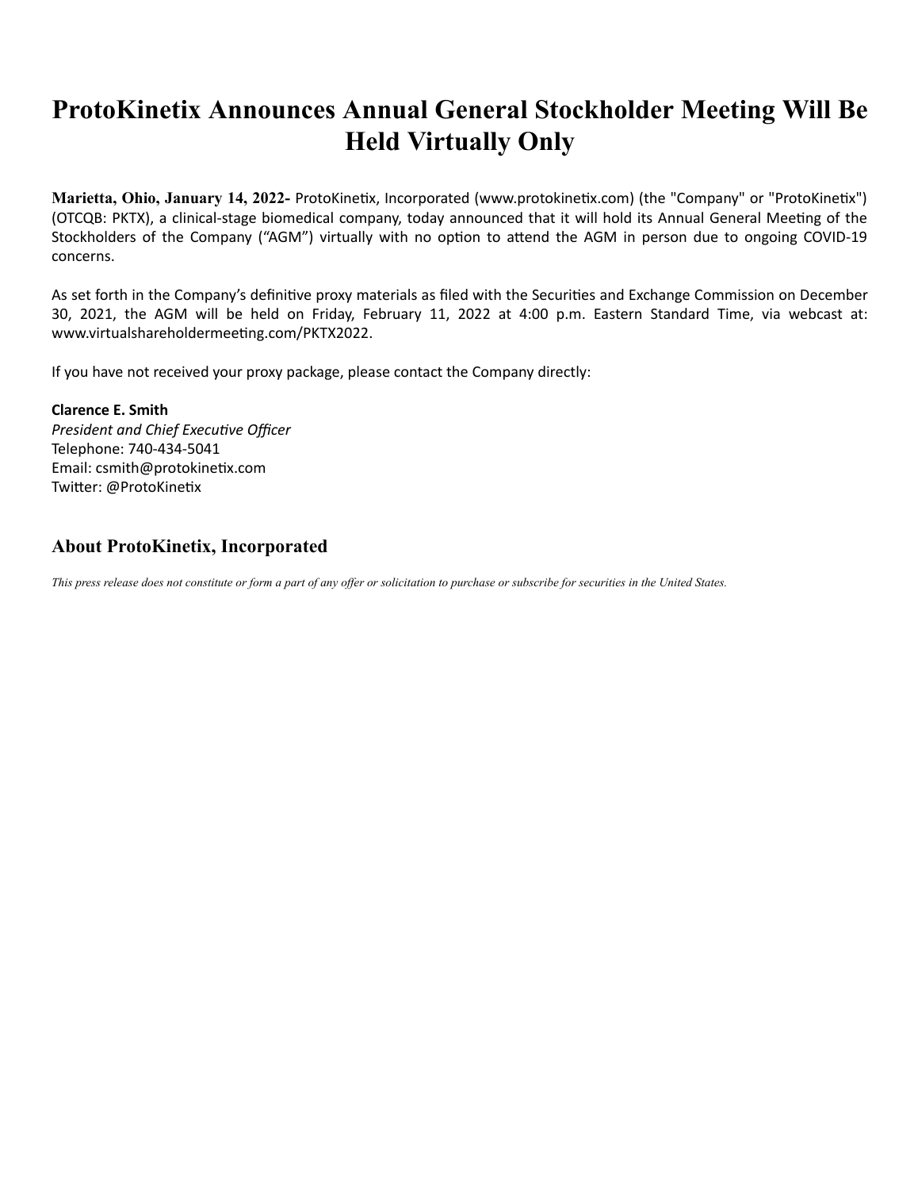# ProtoKinetix Announces Annual General Stockholder Meeting Will Be Held Virtually Only

**Marietta, Ohio, January 14, 2022-** ProtoKinetix, Incorporated (www.protokinetix.com) (the "Company" or "ProtoKinetix") (OTCQB: PKTX), a clinical-stage biomedical company, today announced that it will hold its Annual General Meeting of the Stockholders of the Company ("AGM") virtually with no option to attend the AGM in person due to ongoing COVID-19 concerns.

As set forth in the Company's definitive proxy materials as filed with the Securities and Exchange Commission on December 30, 2021, the AGM will be held on Friday, February 11, 2022 at 4:00 p.m. Eastern Standard Time, via webcast at: www.virtualshareholdermeeting.com/PKTX2022.

If you have not received your proxy package, please contact the Company directly:

**Clarence E. Smith**
*President and Chief Executive Officer*
Telephone: 740-434-5041
Email: csmith@protokinetix.com
Twitter: @ProtoKinetix

## About ProtoKinetix, Incorporated

*This press release does not constitute or form a part of any offer or solicitation to purchase or subscribe for securities in the United States.*